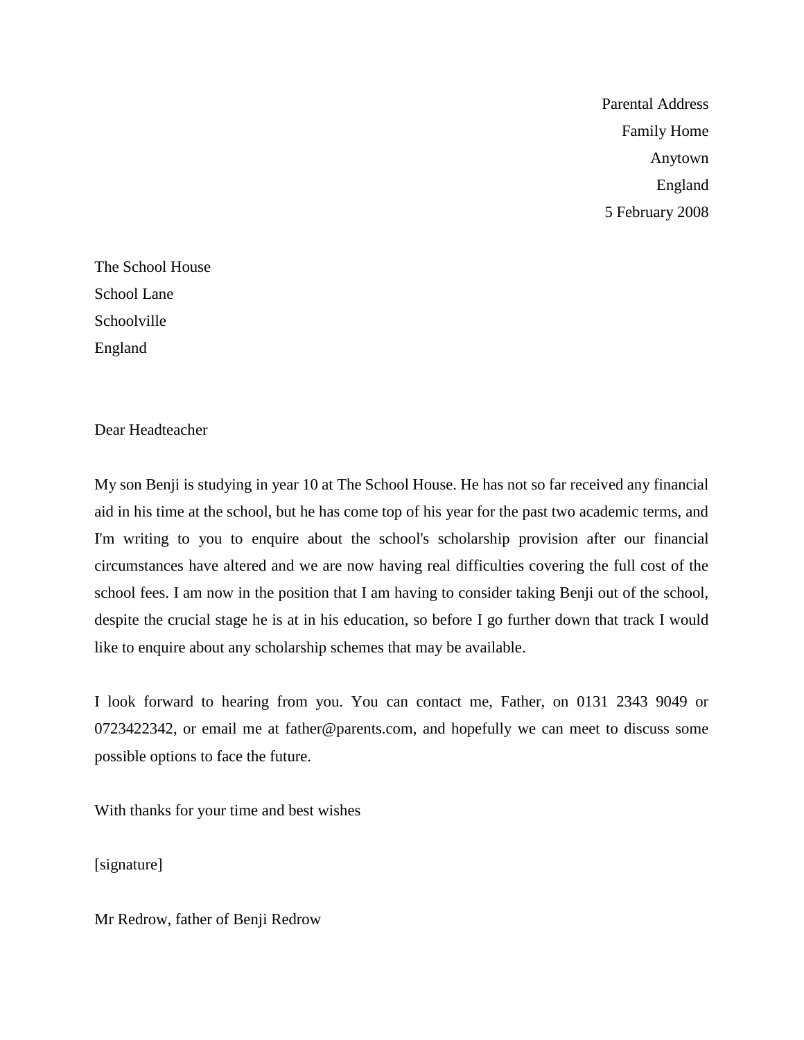Parental Address  
Family Home  
Anytown  
England  
5 February 2008

The School House  
School Lane  
Schoolville  
England

Dear Headteacher

My son Benji is studying in year 10 at The School House. He has not so far received any financial aid in his time at the school, but he has come top of his year for the past two academic terms, and I'm writing to you to enquire about the school's scholarship provision after our financial circumstances have altered and we are now having real difficulties covering the full cost of the school fees. I am now in the position that I am having to consider taking Benji out of the school, despite the crucial stage he is at in his education, so before I go further down that track I would like to enquire about any scholarship schemes that may be available.

I look forward to hearing from you. You can contact me, Father, on 0131 2343 9049 or 0723422342, or email me at father@parents.com, and hopefully we can meet to discuss some possible options to face the future.

With thanks for your time and best wishes

[signature]

Mr Redrow, father of Benji Redrow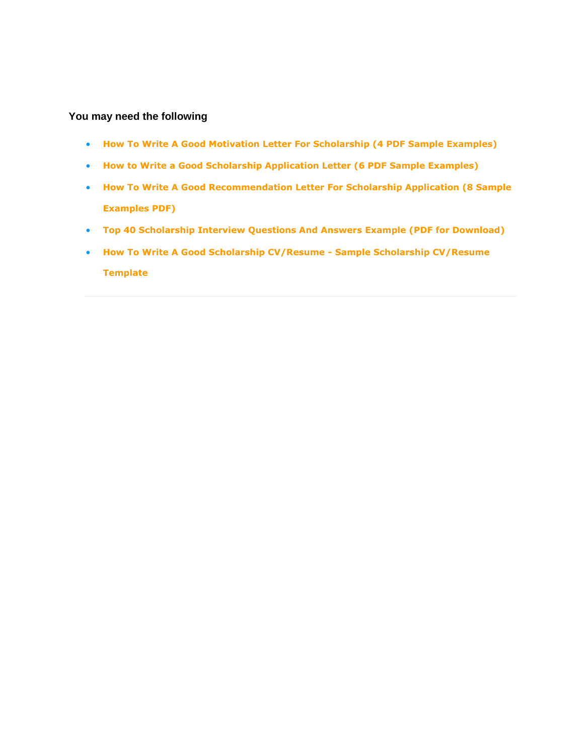### You may need the following

- **How To Write A Good Motivation Letter For Scholarship (4 PDF Sample Examples)**
- **How to Write a Good Scholarship Application Letter (6 PDF Sample Examples)**
- **How To Write A Good Recommendation Letter For Scholarship Application (8 Sample Examples PDF)**
- **Top 40 Scholarship Interview Questions And Answers Example (PDF for Download)**
- **How To Write A Good Scholarship CV/Resume - Sample Scholarship CV/Resume Template**

---